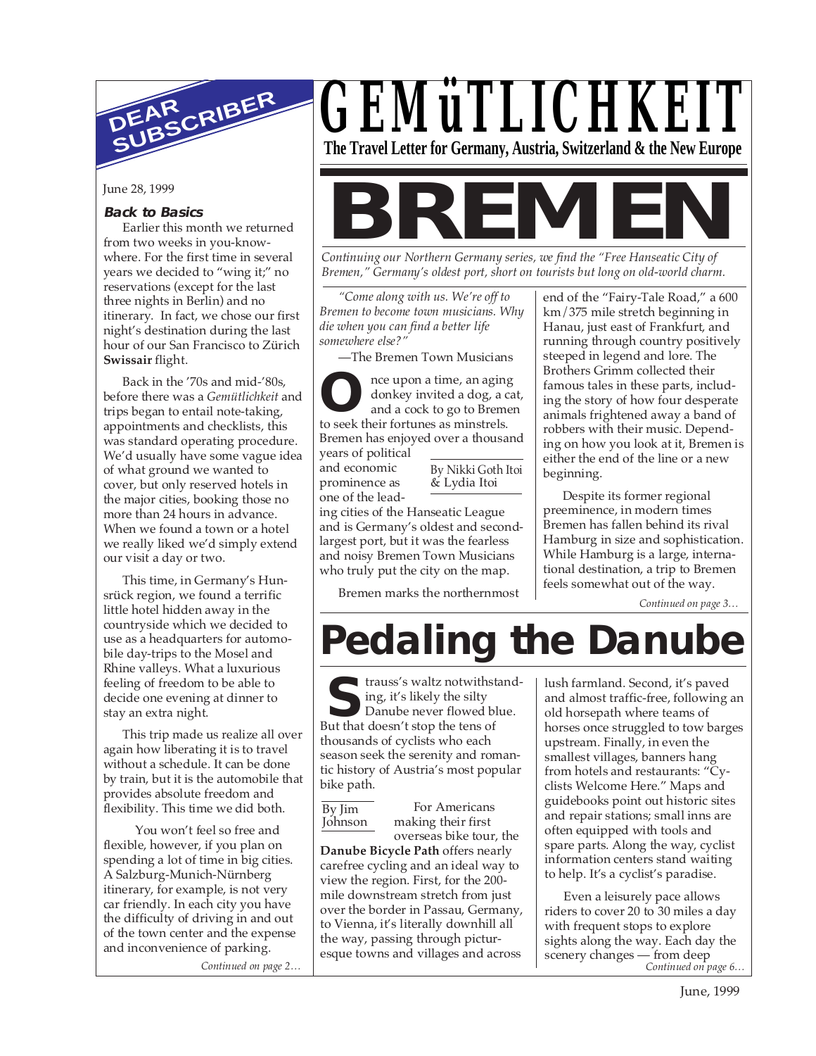# GEMüTLICHKEIT

**The Travel Letter for Germany, Austria, Switzerland & the New Europe**

## DEAR SUBSCRIBER

June 28, 1999

**Back to Basics**

Earlier this month we returned from two weeks in you-know-where. For the first time in several years we decided to "wing it;" no reservations (except for the last three nights in Berlin) and no itinerary. In fact, we chose our first night's destination during the last hour of our San Francisco to Zürich **Swissair** flight.

Back in the '70s and mid-'80s, before there was a *Gemütlichkeit* and trips began to entail note-taking, appointments and checklists, this was standard operating procedure. We'd usually have some vague idea of what ground we wanted to cover, but only reserved hotels in the major cities, booking those no more than 24 hours in advance. When we found a town or a hotel we really liked we'd simply extend our visit a day or two.

This time, in Germany's Hunsrück region, we found a terrific little hotel hidden away in the countryside which we decided to use as a headquarters for automobile day-trips to the Mosel and Rhine valleys. What a luxurious feeling of freedom to be able to decide one evening at dinner to stay an extra night.

This trip made us realize all over again how liberating it is to travel without a schedule. It can be done by train, but it is the automobile that provides absolute freedom and flexibility. This time we did both.

You won't feel so free and flexible, however, if you plan on spending a lot of time in big cities. A Salzburg-Munich-Nürnberg itinerary, for example, is not very car friendly. In each city you have the difficulty of driving in and out of the town center and the expense and inconvenience of parking.

*Continued on page 2…*

# BREMEN

*Continuing our Northern Germany series, we find the "Free Hanseatic City of Bremen," Germany's oldest port, short on tourists but long on old-world charm.*

*"Come along with us. We're off to Bremen to become town musicians. Why die when you can find a better life somewhere else?"*

—The Bremen Town Musicians

By Nikki Goth Itoi & Lydia Itoi

Once upon a time, an aging donkey invited a dog, a cat, and a cock to go to Bremen to seek their fortunes as minstrels. Bremen has enjoyed over a thousand years of political and economic prominence as one of the leading cities of the Hanseatic League and is Germany's oldest and second-largest port, but it was the fearless and noisy Bremen Town Musicians who truly put the city on the map.

Bremen marks the northernmost end of the "Fairy-Tale Road," a 600 km/375 mile stretch beginning in Hanau, just east of Frankfurt, and running through country positively steeped in legend and lore. The Brothers Grimm collected their famous tales in these parts, including the story of how four desperate animals frightened away a band of robbers with their music. Depending on how you look at it, Bremen is either the end of the line or a new beginning.

Despite its former regional preeminence, in modern times Bremen has fallen behind its rival Hamburg in size and sophistication. While Hamburg is a large, international destination, a trip to Bremen feels somewhat out of the way.

*Continued on page 3…*

# Pedaling the Danube

By Jim Johnson

Strauss's waltz notwithstanding, it's likely the silty Danube never flowed blue. But that doesn't stop the tens of thousands of cyclists who each season seek the serenity and romantic history of Austria's most popular bike path.

For Americans making their first overseas bike tour, the **Danube Bicycle Path** offers nearly carefree cycling and an ideal way to view the region. First, for the 200-mile downstream stretch from just over the border in Passau, Germany, to Vienna, it's literally downhill all the way, passing through picturesque towns and villages and across lush farmland. Second, it's paved and almost traffic-free, following an old horsepath where teams of horses once struggled to tow barges upstream. Finally, in even the smallest villages, banners hang from hotels and restaurants: "Cyclists Welcome Here." Maps and guidebooks point out historic sites and repair stations; small inns are often equipped with tools and spare parts. Along the way, cyclist information centers stand waiting to help. It's a cyclist's paradise.

Even a leisurely pace allows riders to cover 20 to 30 miles a day with frequent stops to explore sights along the way. Each day the scenery changes — from deep

*Continued on page 6…*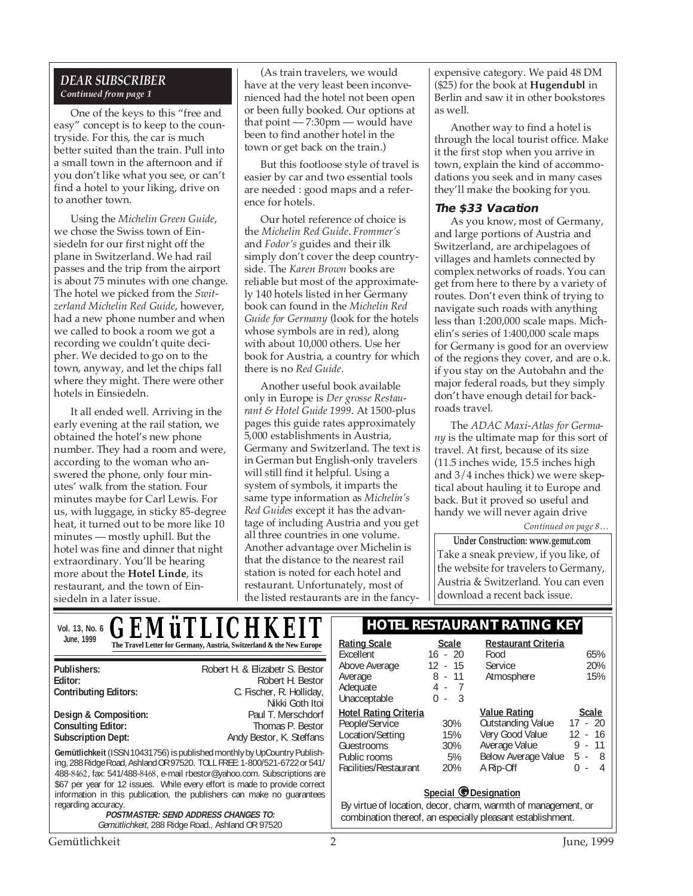## DEAR SUBSCRIBER
*Continued from page 1*

One of the keys to this "free and easy" concept is to keep to the countryside. For this, the car is much better suited than the train. Pull into a small town in the afternoon and if you don't like what you see, or can't find a hotel to your liking, drive on to another town.

Using the *Michelin Green Guide*, we chose the Swiss town of Einsiedeln for our first night off the plane in Switzerland. We had rail passes and the trip from the airport is about 75 minutes with one change. The hotel we picked from the *Switzerland Michelin Red Guide*, however, had a new phone number and when we called to book a room we got a recording we couldn't quite decipher. We decided to go on to the town, anyway, and let the chips fall where they might. There were other hotels in Einsiedeln.

It all ended well. Arriving in the early evening at the rail station, we obtained the hotel's new phone number. They had a room and were, according to the woman who answered the phone, only four minutes' walk from the station. Four minutes maybe for Carl Lewis. For us, with luggage, in sticky 85-degree heat, it turned out to be more like 10 minutes — mostly uphill. But the hotel was fine and dinner that night extraordinary. You'll be hearing more about the **Hotel Linde**, its restaurant, and the town of Einsiedeln in a later issue.

(As train travelers, we would have at the very least been inconvenienced had the hotel not been open or been fully booked. Our options at that point — 7:30pm — would have been to find another hotel in the town or get back on the train.)

But this footloose style of travel is easier by car and two essential tools are needed : good maps and a reference for hotels.

Our hotel reference of choice is the *Michelin Red Guide*. *Frommer's* and *Fodor's* guides and their ilk simply don't cover the deep countryside. The *Karen Brown* books are reliable but most of the approximately 140 hotels listed in her Germany book can found in the *Michelin Red Guide for Germany* (look for the hotels whose symbols are in red), along with about 10,000 others. Use her book for Austria, a country for which there is no *Red Guide*.

Another useful book available only in Europe is *Der grosse Restaurant & Hotel Guide 1999*. At 1500-plus pages this guide rates approximately 5,000 establishments in Austria, Germany and Switzerland. The text is in German but English-only travelers will still find it helpful. Using a system of symbols, it imparts the same type information as *Michelin's Red Guides* except it has the advantage of including Austria and you get all three countries in one volume. Another advantage over Michelin is that the distance to the nearest rail station is noted for each hotel and restaurant. Unfortunately, most of the listed restaurants are in the fancy-expensive category. We paid 48 DM ($25) for the book at **Hugendubl** in Berlin and saw it in other bookstores as well.

Another way to find a hotel is through the local tourist office. Make it the first stop when you arrive in town, explain the kind of accommodations you seek and in many cases they'll make the booking for you.

### The $33 Vacation

As you know, most of Germany, and large portions of Austria and Switzerland, are archipelagoes of villages and hamlets connected by complex networks of roads. You can get from here to there by a variety of routes. Don't even think of trying to navigate such roads with anything less than 1:200,000 scale maps. Michelin's series of 1:400,000 scale maps for Germany is good for an overview of the regions they cover, and are o.k. if you stay on the Autobahn and the major federal roads, but they simply don't have enough detail for backroads travel.

The *ADAC Maxi-Atlas for Germany* is the ultimate map for this sort of travel. At first, because of its size (11.5 inches wide, 15.5 inches high and 3/4 inches thick) we were skeptical about hauling it to Europe and back. But it proved so useful and handy we will never again drive

*Continued on page 8…*

**Under Construction: www.gemut.com**
Take a sneak preview, if you like, of the website for travelers to Germany, Austria & Switzerland. You can even download a recent back issue.

---

Vol. 13, No. 6
June, 1999

# GEMüTLICHKEIT

**The Travel Letter for Germany, Austria, Switzerland & the New Europe**

| | |
|---|---|
| **Publishers:** | Robert H. & Elizabetr S. Bestor |
| **Editor:** | Robert H. Bestor |
| **Contributing Editors:** | C. Fischer, R. Holliday, Nikki Goth Itoi |
| **Design & Composition:** | Paul T. Merschdorf |
| **Consulting Editor:** | Thomas P. Bestor |
| **Subscription Dept:** | Andy Bestor, K. Steffans |

**Gemütlichkeit** (ISSN 10431756) is published monthly by UpCountry Publishing, 288 Ridge Road, Ashland OR 97520. TOLL FREE: 1-800/521-6722 or 541/488-8462, fax: 541/488-8468, e-mail rbestor@yahoo.com. Subscriptions are $67 per year for 12 issues. While every effort is made to provide correct information in this publication, the publishers can make no guarantees regarding accuracy.

***POSTMASTER: SEND ADDRESS CHANGES TO:***
*Gemütlichkeit*, 288 Ridge Road., Ashland OR 97520

## HOTEL RESTAURANT RATING KEY

| Rating Scale | Scale |
|---|---|
| Excellent | 16 - 20 |
| Above Average | 12 - 15 |
| Average | 8 - 11 |
| Adequate | 4 - 7 |
| Unacceptable | 0 - 3 |

| Restaurant Criteria | |
|---|---|
| Food | 65% |
| Service | 20% |
| Atmosphere | 15% |

| Hotel Rating Criteria | |
|---|---|
| People/Service | 30% |
| Location/Setting | 15% |
| Guestrooms | 30% |
| Public rooms | 5% |
| Facilities/Restaurant | 20% |

| Value Rating | Scale |
|---|---|
| Outstanding Value | 17 - 20 |
| Very Good Value | 12 - 16 |
| Average Value | 9 - 11 |
| Below Average Value | 5 - 8 |
| A Rip-Off | 0 - 4 |

**Special G Designation**

By virtue of location, decor, charm, warmth of management, or combination thereof, an especially pleasant establishment.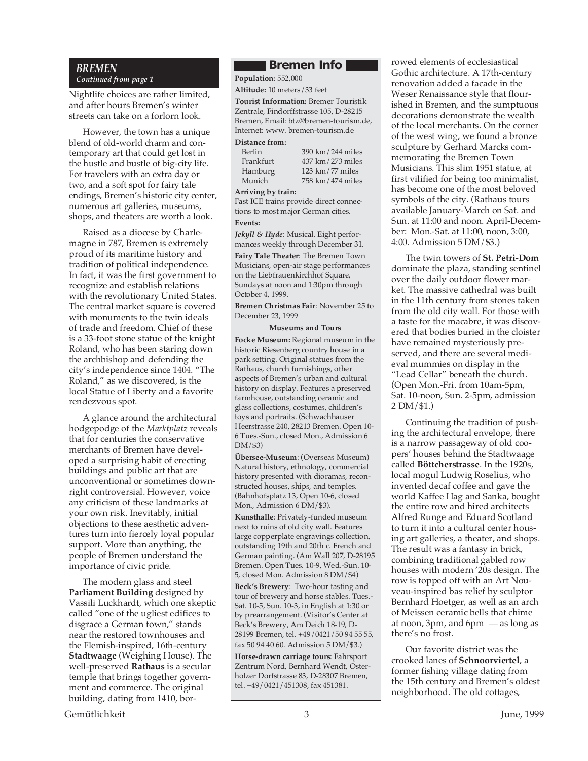## BREMEN

*Continued from page 1*

Nightlife choices are rather limited, and after hours Bremen's winter streets can take on a forlorn look.

However, the town has a unique blend of old-world charm and contemporary art that could get lost in the hustle and bustle of big-city life. For travelers with an extra day or two, and a soft spot for fairy tale endings, Bremen's historic city center, numerous art galleries, museums, shops, and theaters are worth a look.

Raised as a diocese by Charlemagne in 787, Bremen is extremely proud of its maritime history and tradition of political independence. In fact, it was the first government to recognize and establish relations with the revolutionary United States. The central market square is covered with monuments to the twin ideals of trade and freedom. Chief of these is a 33-foot stone statue of the knight Roland, who has been staring down the archbishop and defending the city's independence since 1404. "The Roland," as we discovered, is the local Statue of Liberty and a favorite rendezvous spot.

A glance around the architectural hodgepodge of the *Marktplatz* reveals that for centuries the conservative merchants of Bremen have developed a surprising habit of erecting buildings and public art that are unconventional or sometimes downright controversial. However, voice any criticism of these landmarks at your own risk. Inevitably, initial objections to these aesthetic adventures turn into fiercely loyal popular support. More than anything, the people of Bremen understand the importance of civic pride.

The modern glass and steel **Parliament Building** designed by Vassili Luckhardt, which one skeptic called "one of the ugliest edifices to disgrace a German town," stands near the restored townhouses and the Flemish-inspired, 16th-century **Stadtwaage** (Weighing House). The well-preserved **Rathaus** is a secular temple that brings together government and commerce. The original building, dating from 1410, borrowed elements of ecclesiastical Gothic architecture. A 17th-century renovation added a facade in the Weser Renaissance style that flourished in Bremen, and the sumptuous decorations demonstrate the wealth of the local merchants. On the corner of the west wing, we found a bronze sculpture by Gerhard Marcks commemorating the Bremen Town Musicians. This slim 1951 statue, at first vilified for being too minimalist, has become one of the most beloved symbols of the city. (Rathaus tours available January-March on Sat. and Sun. at 11:00 and noon. April-December: Mon.-Sat. at 11:00, noon, 3:00, 4:00. Admission 5 DM/$3.)

The twin towers of **St. Petri-Dom** dominate the plaza, standing sentinel over the daily outdoor flower market. The massive cathedral was built in the 11th century from stones taken from the old city wall. For those with a taste for the macabre, it was discovered that bodies buried in the cloister have remained mysteriously preserved, and there are several medieval mummies on display in the "Lead Cellar" beneath the church. (Open Mon.-Fri. from 10am-5pm, Sat. 10-noon, Sun. 2-5pm, admission 2 DM/$1.)

Continuing the tradition of pushing the architectural envelope, there is a narrow passageway of old coopers' houses behind the Stadtwaage called **Böttcherstrasse**. In the 1920s, local mogul Ludwig Roselius, who invented decaf coffee and gave the world Kaffee Hag and Sanka, bought the entire row and hired architects Alfred Runge and Eduard Scotland to turn it into a cultural center housing art galleries, a theater, and shops. The result was a fantasy in brick, combining traditional gabled row houses with modern '20s design. The row is topped off with an Art Nouveau-inspired bas relief by sculptor Bernhard Hoetger, as well as an arch of Meissen ceramic bells that chime at noon, 3pm, and 6pm — as long as there's no frost.

Our favorite district was the crooked lanes of **Schnoorviertel**, a former fishing village dating from the 15th century and Bremen's oldest neighborhood. The old cottages,

---

### Bremen Info

**Population:** 552,000

**Altitude:** 10 meters/33 feet

**Tourist Information:** Bremer Touristik Zentrale, Findorffstrasse 105, D-28215 Bremen, Email: btz@bremen-tourism.de, Internet: www. bremen-tourism.de

**Distance from:**

| | |
|---|---|
| Berlin | 390 km/244 miles |
| Frankfurt | 437 km/273 miles |
| Hamburg | 123 km/77 miles |
| Munich | 758 km/474 miles |

**Arriving by train:**
Fast ICE trains provide direct connections to most major German cities.

**Events:**

***Jekyll & Hyde***: Musical. Eight performances weekly through December 31.

**Fairy Tale Theater**: The Bremen Town Musicians, open-air stage performances on the Liebfrauenkirchhof Square, Sundays at noon and 1:30pm through October 4, 1999.

**Bremen Christmas Fair**: November 25 to December 23, 1999

**Museums and Tours**

**Focke Museum:** Regional museum in the historic Riesenberg country house in a park setting. Original statues from the Rathaus, church furnishings, other aspects of Bremen's urban and cultural history on display. Features a preserved farmhouse, outstanding ceramic and glass collections, costumes, children's toys and portraits. (Schwachhauser Heerstrasse 240, 28213 Bremen. Open 10-6 Tues.-Sun., closed Mon., Admission 6 DM/$3)

**Übersee-Museum**: (Overseas Museum) Natural history, ethnology, commercial history presented with dioramas, reconstructed houses, ships, and temples. (Bahnhofsplatz 13, Open 10-6, closed Mon., Admission 6 DM/$3).

**Kunsthalle**: Privately-funded museum next to ruins of old city wall. Features large copperplate engravings collection, outstanding 19th and 20th c. French and German painting. (Am Wall 207, D-28195 Bremen. Open Tues. 10-9, Wed.-Sun. 10-5, closed Mon. Admission 8 DM/$4)

**Beck's Brewery**: Two-hour tasting and tour of brewery and horse stables. Tues.-Sat. 10-5, Sun. 10-3, in English at 1:30 or by prearrangement. (Visitor's Center at Beck's Brewery, Am Deich 18-19, D-28199 Bremen, tel. +49/0421/50 94 55 55, fax 50 94 40 60. Admission 5 DM/$3.)

**Horse-drawn carriage tours**: Fahrsport Zentrum Nord, Bernhard Wendt, Osterholzer Dorfstrasse 83, D-28307 Bremen, tel. +49/0421/451308, fax 451381.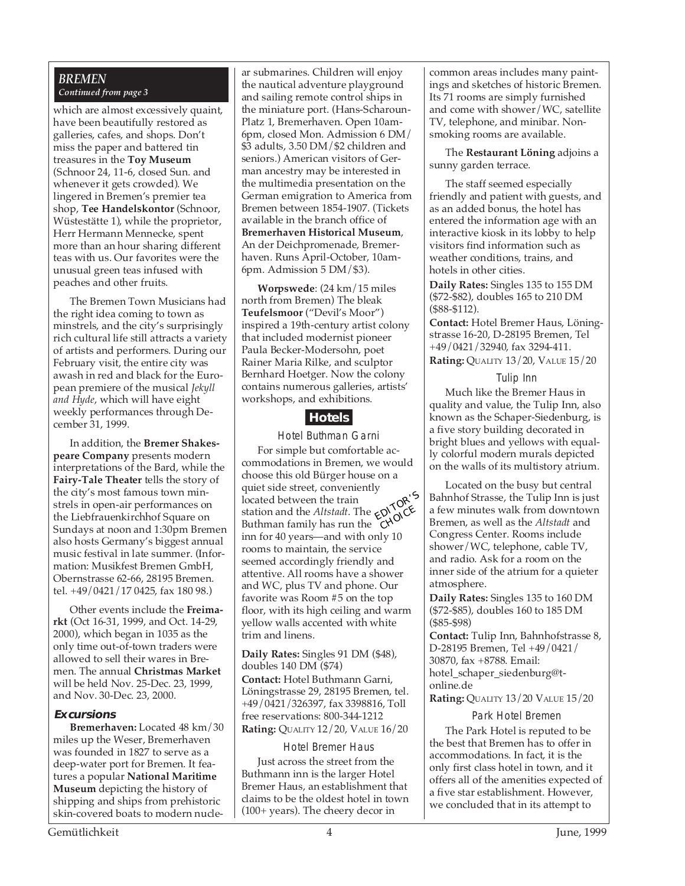*BREMEN*
*Continued from page 3*

which are almost excessively quaint, have been beautifully restored as galleries, cafes, and shops. Don't miss the paper and battered tin treasures in the **Toy Museum** (Schnoor 24, 11-6, closed Sun. and whenever it gets crowded). We lingered in Bremen's premier tea shop, **Tee Handelskontor** (Schnoor, Wüstestätte 1), while the proprietor, Herr Hermann Mennecke, spent more than an hour sharing different teas with us. Our favorites were the unusual green teas infused with peaches and other fruits.

The Bremen Town Musicians had the right idea coming to town as minstrels, and the city's surprisingly rich cultural life still attracts a variety of artists and performers. During our February visit, the entire city was awash in red and black for the European premiere of the musical *Jekyll and Hyde*, which will have eight weekly performances through December 31, 1999.

In addition, the **Bremer Shakespeare Company** presents modern interpretations of the Bard, while the **Fairy-Tale Theater** tells the story of the city's most famous town minstrels in open-air performances on the Liebfrauenkirchhof Square on Sundays at noon and 1:30pm Bremen also hosts Germany's biggest annual music festival in late summer. (Information: Musikfest Bremen GmbH, Oberstrasse 62-66, 28195 Bremen. tel. +49/0421/17 0425, fax 180 98.)

Other events include the **Freimarkt** (Oct 16-31, 1999, and Oct. 14-29, 2000), which began in 1035 as the only time out-of-town traders were allowed to sell their wares in Bremen. The annual **Christmas Market** will be held Nov. 25-Dec. 23, 1999, and Nov. 30-Dec. 23, 2000.

### Excursions

**Bremerhaven:** Located 48 km/30 miles up the Weser, Bremerhaven was founded in 1827 to serve as a deep-water port for Bremen. It features a popular **National Maritime Museum** depicting the history of shipping and ships from prehistoric skin-covered boats to modern nuclear submarines. Children will enjoy the nautical adventure playground and sailing remote control ships in the miniature port. (Hans-Scharoun-Platz 1, Bremerhaven. Open 10am-6pm, closed Mon. Admission 6 DM/ $3 adults, 3.50 DM/$2 children and seniors.) American visitors of German ancestry may be interested in the multimedia presentation on the German emigration to America from Bremen between 1854-1907. (Tickets available in the branch office of **Bremerhaven Historical Museum**, An der Deichpromenade, Bremerhaven. Runs April-October, 10am-6pm. Admission 5 DM/$3).

**Worpswede**: (24 km/15 miles north from Bremen) The bleak **Teufelsmoor** ("Devil's Moor") inspired a 19th-century artist colony that included modernist pioneer Paula Becker-Modersohn, poet Rainer Maria Rilke, and sculptor Bernhard Hoetger. Now the colony contains numerous galleries, artists' workshops, and exhibitions.

## Hotels

### Hotel Buthman Garni

EDITOR'S CHOICE

For simple but comfortable accommodations in Bremen, we would choose this old Bürger house on a quiet side street, conveniently located between the train station and the *Altstadt*. The Buthman family has run the inn for 40 years—and with only 10 rooms to maintain, the service seemed accordingly friendly and attentive. All rooms have a shower and WC, plus TV and phone. Our favorite was Room #5 on the top floor, with its high ceiling and warm yellow walls accented with white trim and linens.

**Daily Rates:** Singles 91 DM ($48), doubles 140 DM ($74)
**Contact:** Hotel Buthmann Garni, Löningstrasse 29, 28195 Bremen, tel. +49/0421/326397, fax 3398816, Toll free reservations: 800-344-1212
**Rating:** QUALITY 12/20, VALUE 16/20

### Hotel Bremer Haus

Just across the street from the Buthmann inn is the larger Hotel Bremer Haus, an establishment that claims to be the oldest hotel in town (100+ years). The cheery decor in common areas includes many paintings and sketches of historic Bremen. Its 71 rooms are simply furnished and come with shower/WC, satellite TV, telephone, and minibar. Nonsmoking rooms are available.

The **Restaurant Löning** adjoins a sunny garden terrace.

The staff seemed especially friendly and patient with guests, and as an added bonus, the hotel has entered the information age with an interactive kiosk in its lobby to help visitors find information such as weather conditions, trains, and hotels in other cities.

**Daily Rates:** Singles 135 to 155 DM ($72-$82), doubles 165 to 210 DM ($88-$112).
**Contact:** Hotel Bremer Haus, Löningstrasse 16-20, D-28195 Bremen, Tel +49/0421/32940, fax 3294-411.
**Rating:** QUALITY 13/20, VALUE 15/20

### Tulip Inn

Much like the Bremer Haus in quality and value, the Tulip Inn, also known as the Schaper-Siedenburg, is a five story building decorated in bright blues and yellows with equally colorful modern murals depicted on the walls of its multistory atrium.

Located on the busy but central Bahnhof Strasse, the Tulip Inn is just a few minutes walk from downtown Bremen, as well as the *Altstadt* and Congress Center. Rooms include shower/WC, telephone, cable TV, and radio. Ask for a room on the inner side of the atrium for a quieter atmosphere.

**Daily Rates:** Singles 135 to 160 DM ($72-$85), doubles 160 to 185 DM ($85-$98)
**Contact:** Tulip Inn, Bahnhofstrasse 8, D-28195 Bremen, Tel +49/0421/30870, fax +8788. Email: hotel_schaper_siedenburg@t-online.de
**Rating:** QUALITY 13/20 VALUE 15/20

### Park Hotel Bremen

The Park Hotel is reputed to be the best that Bremen has to offer in accommodations. In fact, it is the only first class hotel in town, and it offers all of the amenities expected of a five star establishment. However, we concluded that in its attempt to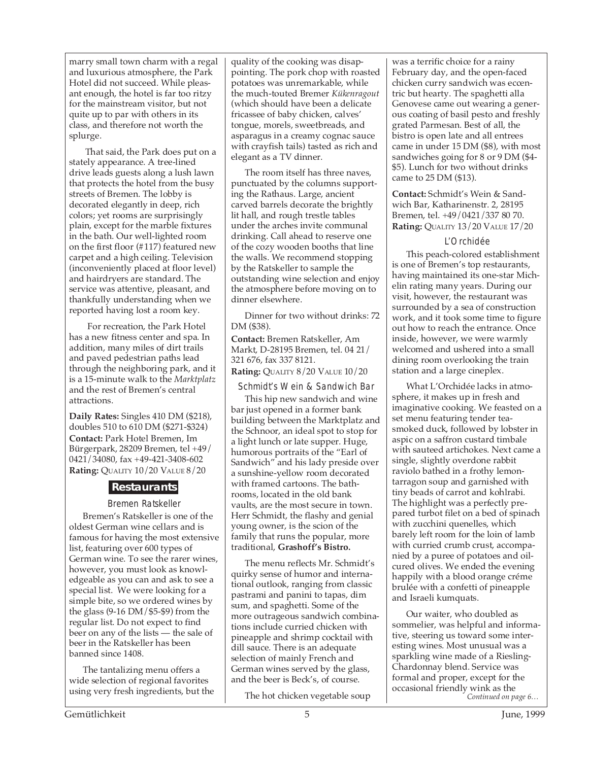marry small town charm with a regal and luxurious atmosphere, the Park Hotel did not succeed. While pleasant enough, the hotel is far too ritzy for the mainstream visitor, but not quite up to par with others in its class, and therefore not worth the splurge.

That said, the Park does put on a stately appearance. A tree-lined drive leads guests along a lush lawn that protects the hotel from the busy streets of Bremen. The lobby is decorated elegantly in deep, rich colors; yet rooms are surprisingly plain, except for the marble fixtures in the bath. Our well-lighted room on the first floor (#117) featured new carpet and a high ceiling. Television (inconveniently placed at floor level) and hairdryers are standard. The service was attentive, pleasant, and thankfully understanding when we reported having lost a room key.

For recreation, the Park Hotel has a new fitness center and spa. In addition, many miles of dirt trails and paved pedestrian paths lead through the neighboring park, and it is a 15-minute walk to the *Marktplatz* and the rest of Bremen's central attractions.

**Daily Rates:** Singles 410 DM ($218), doubles 510 to 610 DM ($271-$324)
**Contact:** Park Hotel Bremen, Im Bürgerpark, 28209 Bremen, tel +49/0421/34080, fax +49-421-3408-602
**Rating:** QUALITY 10/20 VALUE 8/20

## Restaurants

### Bremen Ratskeller

Bremen's Ratskeller is one of the oldest German wine cellars and is famous for having the most extensive list, featuring over 600 types of German wine. To see the rarer wines, however, you must look as knowledgeable as you can and ask to see a special list. We were looking for a simple bite, so we ordered wines by the glass (9-16 DM/$5-$9) from the regular list. Do not expect to find beer on any of the lists — the sale of beer in the Ratskeller has been banned since 1408.

The tantalizing menu offers a wide selection of regional favorites using very fresh ingredients, but the quality of the cooking was disappointing. The pork chop with roasted potatoes was unremarkable, while the much-touted Bremer *Kükenragout* (which should have been a delicate fricassee of baby chicken, calves' tongue, morels, sweetbreads, and asparagus in a creamy cognac sauce with crayfish tails) tasted as rich and elegant as a TV dinner.

The room itself has three naves, punctuated by the columns supporting the Rathaus. Large, ancient carved barrels decorate the brightly lit hall, and rough trestle tables under the arches invite communal drinking. Call ahead to reserve one of the cozy wooden booths that line the walls. We recommend stopping by the Ratskeller to sample the outstanding wine selection and enjoy the atmosphere before moving on to dinner elsewhere.

Dinner for two without drinks: 72 DM ($38).

**Contact:** Bremen Ratskeller, Am Markt, D-28195 Bremen, tel. 04 21/321 676, fax 337 8121.
**Rating:** QUALITY 8/20 VALUE 10/20

### Schmidt's Wein & Sandwich Bar

This hip new sandwich and wine bar just opened in a former bank building between the Marktplatz and the Schnoor, an ideal spot to stop for a light lunch or late supper. Huge, humorous portraits of the "Earl of Sandwich" and his lady preside over a sunshine-yellow room decorated with framed cartoons. The bathrooms, located in the old bank vaults, are the most secure in town. Herr Schmidt, the flashy and genial young owner, is the scion of the family that runs the popular, more traditional, **Grashoff's Bistro.**

The menu reflects Mr. Schmidt's quirky sense of humor and international outlook, ranging from classic pastrami and panini to tapas, dim sum, and spaghetti. Some of the more outrageous sandwich combinations include curried chicken with pineapple and shrimp cocktail with dill sauce. There is an adequate selection of mainly French and German wines served by the glass, and the beer is Beck's, of course.

The hot chicken vegetable soup was a terrific choice for a rainy February day, and the open-faced chicken curry sandwich was eccentric but hearty. The spaghetti alla Genovese came out wearing a generous coating of basil pesto and freshly grated Parmesan. Best of all, the bistro is open late and all entrees came in under 15 DM ($8), with most sandwiches going for 8 or 9 DM ($4-$5). Lunch for two without drinks came to 25 DM ($13).

**Contact:** Schmidt's Wein & Sandwich Bar, Katharinenstr. 2, 28195 Bremen, tel. +49/0421/337 80 70.
**Rating:** QUALITY 13/20 VALUE 17/20

### L'Orchidée

This peach-colored establishment is one of Bremen's top restaurants, having maintained its one-star Michelin rating many years. During our visit, however, the restaurant was surrounded by a sea of construction work, and it took some time to figure out how to reach the entrance. Once inside, however, we were warmly welcomed and ushered into a small dining room overlooking the train station and a large cineplex.

What L'Orchidée lacks in atmosphere, it makes up in fresh and imaginative cooking. We feasted on a set menu featuring tender tea-smoked duck, followed by lobster in aspic on a saffron custard timbale with sauteed artichokes. Next came a single, slightly overdone rabbit raviolo bathed in a frothy lemon-tarragon soup and garnished with tiny beads of carrot and kohlrabi. The highlight was a perfectly prepared turbot filet on a bed of spinach with zucchini quenelles, which barely left room for the loin of lamb with curried crumb crust, accompanied by a puree of potatoes and oil-cured olives. We ended the evening happily with a blood orange créme brulée with a confetti of pineapple and Israeli kumquats.

Our waiter, who doubled as sommelier, was helpful and informative, steering us toward some interesting wines. Most unusual was a sparkling wine made of a Riesling-Chardonnay blend. Service was formal and proper, except for the occasional friendly wink as the

*Continued on page 6…*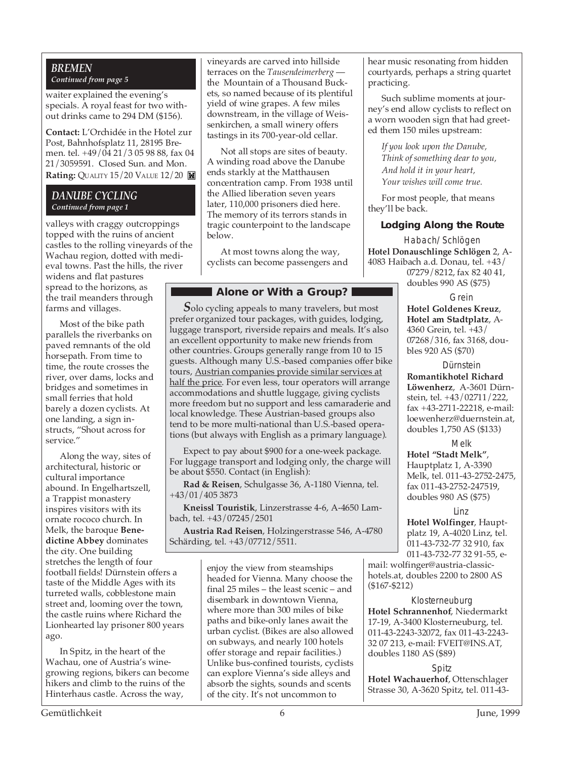### *BREMEN*
***Continued from page 5***

waiter explained the evening's specials. A royal feast for two without drinks came to 294 DM ($156).

**Contact:** L'Orchidée in the Hotel zur Post, Bahnhofsplatz 11, 28195 Bremen. tel. +49/04 21/3 05 98 88, fax 04 21/3059591. Closed Sun. and Mon.
**Rating:** QUALITY 15/20 VALUE 12/20

### *DANUBE CYCLING*
***Continued from page 1***

valleys with craggy outcroppings topped with the ruins of ancient castles to the rolling vineyards of the Wachau region, dotted with medieval towns. Past the hills, the river widens and flat pastures spread to the horizons, as the trail meanders through farms and villages.

Most of the bike path parallels the riverbanks on paved remnants of the old horsepath. From time to time, the route crosses the river, over dams, locks and bridges and sometimes in small ferries that hold barely a dozen cyclists. At one landing, a sign instructs, "Shout across for service."

Along the way, sites of architectural, historic or cultural importance abound. In Engelhartszell, a Trappist monastery inspires visitors with its ornate rococo church. In Melk, the baroque **Benedictine Abbey** dominates the city. One building stretches the length of four football fields! Dürnstein offers a taste of the Middle Ages with its turreted walls, cobblestone main street and, looming over the town, the castle ruins where Richard the Lionhearted lay prisoner 800 years ago.

In Spitz, in the heart of the Wachau, one of Austria's wine-growing regions, bikers can become hikers and climb to the ruins of the Hinterhaus castle. Across the way, vineyards are carved into hillside terraces on the *Tausendeimerberg* — the Mountain of a Thousand Buckets, so named because of its plentiful yield of wine grapes. A few miles downstream, in the village of Weissenkirchen, a small winery offers tastings in its 700-year-old cellar.

Not all stops are sites of beauty. A winding road above the Danube ends starkly at the Matthausen concentration camp. From 1938 until the Allied liberation seven years later, 110,000 prisoners died here. The memory of its terrors stands in tragic counterpoint to the landscape below.

At most towns along the way, cyclists can become passengers and enjoy the view from steamships headed for Vienna. Many choose the final 25 miles – the least scenic – and disembark in downtown Vienna, where more than 300 miles of bike paths and bike-only lanes await the urban cyclist. (Bikes are also allowed on subways, and nearly 100 hotels offer storage and repair facilities.) Unlike bus-confined tourists, cyclists can explore Vienna's side alleys and absorb the sights, sounds and scents of the city. It's not uncommon to hear music resonating from hidden courtyards, perhaps a string quartet practicing.

Such sublime moments at journey's end allow cyclists to reflect on a worn wooden sign that had greeted them 150 miles upstream:

*If you look upon the Danube,*
*Think of something dear to you,*
*And hold it in your heart,*
*Your wishes will come true.*

For most people, that means they'll be back.

### Alone or With a Group?

*S*olo cycling appeals to many travelers, but most prefer organized tour packages, with guides, lodging, luggage transport, riverside repairs and meals. It's also an excellent opportunity to make new friends from other countries. Groups generally range from 10 to 15 guests. Although many U.S.-based companies offer bike tours, Austrian companies provide similar services at half the price. For even less, tour operators will arrange accommodations and shuttle luggage, giving cyclists more freedom but no support and less camaraderie and local knowledge. These Austrian-based groups also tend to be more multi-national than U.S.-based operations (but always with English as a primary language).

Expect to pay about $900 for a one-week package. For luggage transport and lodging only, the charge will be about $550. Contact (in English):

**Rad & Reisen**, Schulgasse 36, A-1180 Vienna, tel. +43/01/405 3873

**Kneissl Touristik**, Linzerstrasse 4-6, A-4650 Lambach, tel. +43/07245/2501

**Austria Rad Reisen**, Holzingerstrasse 546, A-4780 Schärding, tel. +43/07712/5511.

### Lodging Along the Route

**Habach/Schlögen**
**Hotel Donauschlinge Schlögen** 2, A-4083 Haibach a.d. Donau, tel. +43/07279/8212, fax 82 40 41, doubles 990 AS ($75)

**Grein**
**Hotel Goldenes Kreuz**, **Hotel am Stadtplatz**, A-4360 Grein, tel. +43/07268/316, fax 3168, doubles 920 AS ($70)

**Dürnstein**
**Romantikhotel Richard Löwenherz**, A-3601 Dürnstein, tel. +43/02711/222, fax +43-2711-22218, e-mail: loewenherz@duernstein.at, doubles 1,750 AS ($133)

**Melk**
**Hotel "Stadt Melk"**, Hauptplatz 1, A-3390 Melk, tel. 011-43-2752-2475, fax 011-43-2752-247519, doubles 980 AS ($75)

**Linz**
**Hotel Wolfinger**, Hauptplatz 19, A-4020 Linz, tel. 011-43-732-77 32 910, fax 011-43-732-77 32 91-55, e-mail: wolfinger@austria-classic-hotels.at, doubles 2200 to 2800 AS ($167-$212)

**Klosterneuburg**
**Hotel Schrannenhof**, Niedermarkt 17-19, A-3400 Klosterneuburg, tel. 011-43-2243-32072, fax 011-43-2243-32 07 213, e-mail: FVEIT@INS.AT, doubles 1180 AS ($89)

**Spitz**
**Hotel Wachauerhof**, Ottenschlager Strasse 30, A-3620 Spitz, tel. 011-43-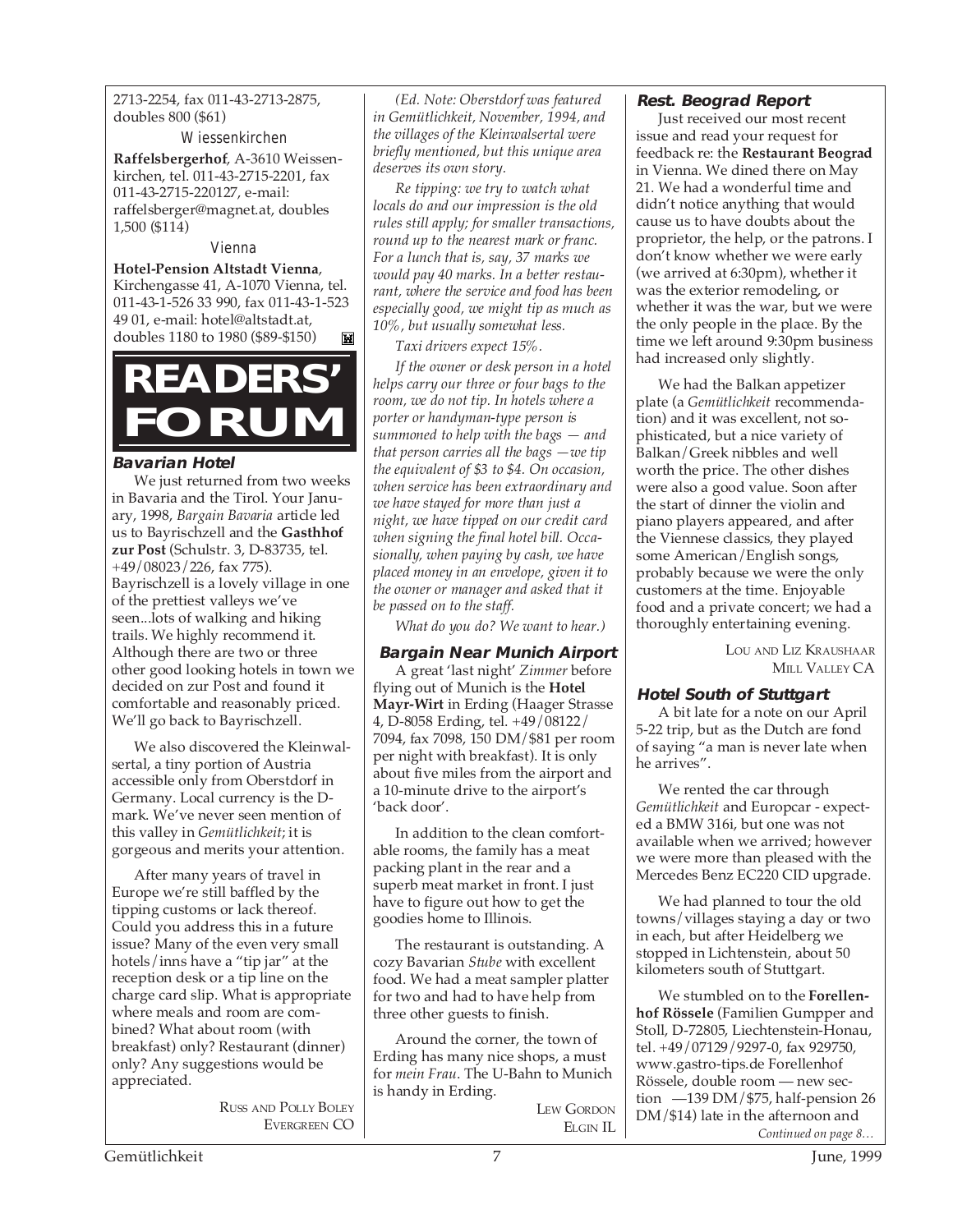2713-2254, fax 011-43-2713-2875, doubles 800 ($61)

### Wiessenkirchen

**Raffelsbergerhof**, A-3610 Weissenkirchen, tel. 011-43-2715-2201, fax 011-43-2715-220127, e-mail: raffelsberger@magnet.at, doubles 1,500 ($114)

### Vienna

**Hotel-Pension Altstadt Vienna**, Kirchengasse 41, A-1070 Vienna, tel. 011-43-1-526 33 990, fax 011-43-1-523 49 01, e-mail: hotel@altstadt.at, doubles 1180 to 1980 ($89-$150)

# READERS' FORUM

### Bavarian Hotel

We just returned from two weeks in Bavaria and the Tirol. Your January, 1998, *Bargain Bavaria* article led us to Bayrischzell and the **Gasthhof zur Post** (Schulstr. 3, D-83735, tel. +49/08023/226, fax 775). Bayrischzell is a lovely village in one of the prettiest valleys we've seen...lots of walking and hiking trails. We highly recommend it. Although there are two or three other good looking hotels in town we decided on zur Post and found it comfortable and reasonably priced. We'll go back to Bayrischzell.

We also discovered the Kleinwalsertal, a tiny portion of Austria accessible only from Oberstdorf in Germany. Local currency is the D-mark. We've never seen mention of this valley in *Gemütlichkeit*; it is gorgeous and merits your attention.

After many years of travel in Europe we're still baffled by the tipping customs or lack thereof. Could you address this in a future issue? Many of the even very small hotels/inns have a "tip jar" at the reception desk or a tip line on the charge card slip. What is appropriate where meals and room are combined? What about room (with breakfast) only? Restaurant (dinner) only? Any suggestions would be appreciated.

RUSS AND POLLY BOLEY
EVERGREEN CO

*(Ed. Note: Oberstdorf was featured in Gemütlichkeit, November, 1994, and the villages of the Kleinwalsertal were briefly mentioned, but this unique area deserves its own story.*

*Re tipping: we try to watch what locals do and our impression is the old rules still apply; for smaller transactions, round up to the nearest mark or franc. For a lunch that is, say, 37 marks we would pay 40 marks. In a better restaurant, where the service and food has been especially good, we might tip as much as 10%, but usually somewhat less.*

*Taxi drivers expect 15%.*

*If the owner or desk person in a hotel helps carry our three or four bags to the room, we do not tip. In hotels where a porter or handyman-type person is summoned to help with the bags — and that person carries all the bags —we tip the equivalent of $3 to $4. On occasion, when service has been extraordinary and we have stayed for more than just a night, we have tipped on our credit card when signing the final hotel bill. Occasionally, when paying by cash, we have placed money in an envelope, given it to the owner or manager and asked that it be passed on to the staff.*

*What do you do? We want to hear.)*

### Bargain Near Munich Airport

A great 'last night' *Zimmer* before flying out of Munich is the **Hotel Mayr-Wirt** in Erding (Haager Strasse 4, D-8058 Erding, tel. +49/08122/7094, fax 7098, 150 DM/$81 per room per night with breakfast). It is only about five miles from the airport and a 10-minute drive to the airport's 'back door'.

In addition to the clean comfortable rooms, the family has a meat packing plant in the rear and a superb meat market in front. I just have to figure out how to get the goodies home to Illinois.

The restaurant is outstanding. A cozy Bavarian *Stube* with excellent food. We had a meat sampler platter for two and had to have help from three other guests to finish.

Around the corner, the town of Erding has many nice shops, a must for *mein Frau*. The U-Bahn to Munich is handy in Erding.

LEW GORDON
ELGIN IL

### Rest. Beograd Report

Just received our most recent issue and read your request for feedback re: the **Restaurant Beograd** in Vienna. We dined there on May 21. We had a wonderful time and didn't notice anything that would cause us to have doubts about the proprietor, the help, or the patrons. I don't know whether we were early (we arrived at 6:30pm), whether it was the exterior remodeling, or whether it was the war, but we were the only people in the place. By the time we left around 9:30pm business had increased only slightly.

We had the Balkan appetizer plate (a *Gemütlichkeit* recommendation) and it was excellent, not sophisticated, but a nice variety of Balkan/Greek nibbles and well worth the price. The other dishes were also a good value. Soon after the start of dinner the violin and piano players appeared, and after the Viennese classics, they played some American/English songs, probably because we were the only customers at the time. Enjoyable food and a private concert; we had a thoroughly entertaining evening.

LOU AND LIZ KRAUSHAAR
MILL VALLEY CA

### Hotel South of Stuttgart

A bit late for a note on our April 5-22 trip, but as the Dutch are fond of saying "a man is never late when he arrives".

We rented the car through *Gemütlichkeit* and Europcar - expected a BMW 316i, but one was not available when we arrived; however we were more than pleased with the Mercedes Benz EC220 CID upgrade.

We had planned to tour the old towns/villages staying a day or two in each, but after Heidelberg we stopped in Lichtenstein, about 50 kilometers south of Stuttgart.

We stumbled on to the **Forellenhof Rössele** (Familien Gumpper and Stoll, D-72805, Liechtenstein-Honau, tel. +49/07129/9297-0, fax 929750, www.gastro-tips.de Forellenhof Rössele, double room — new section —139 DM/$75, half-pension 26 DM/$14) late in the afternoon and

*Continued on page 8…*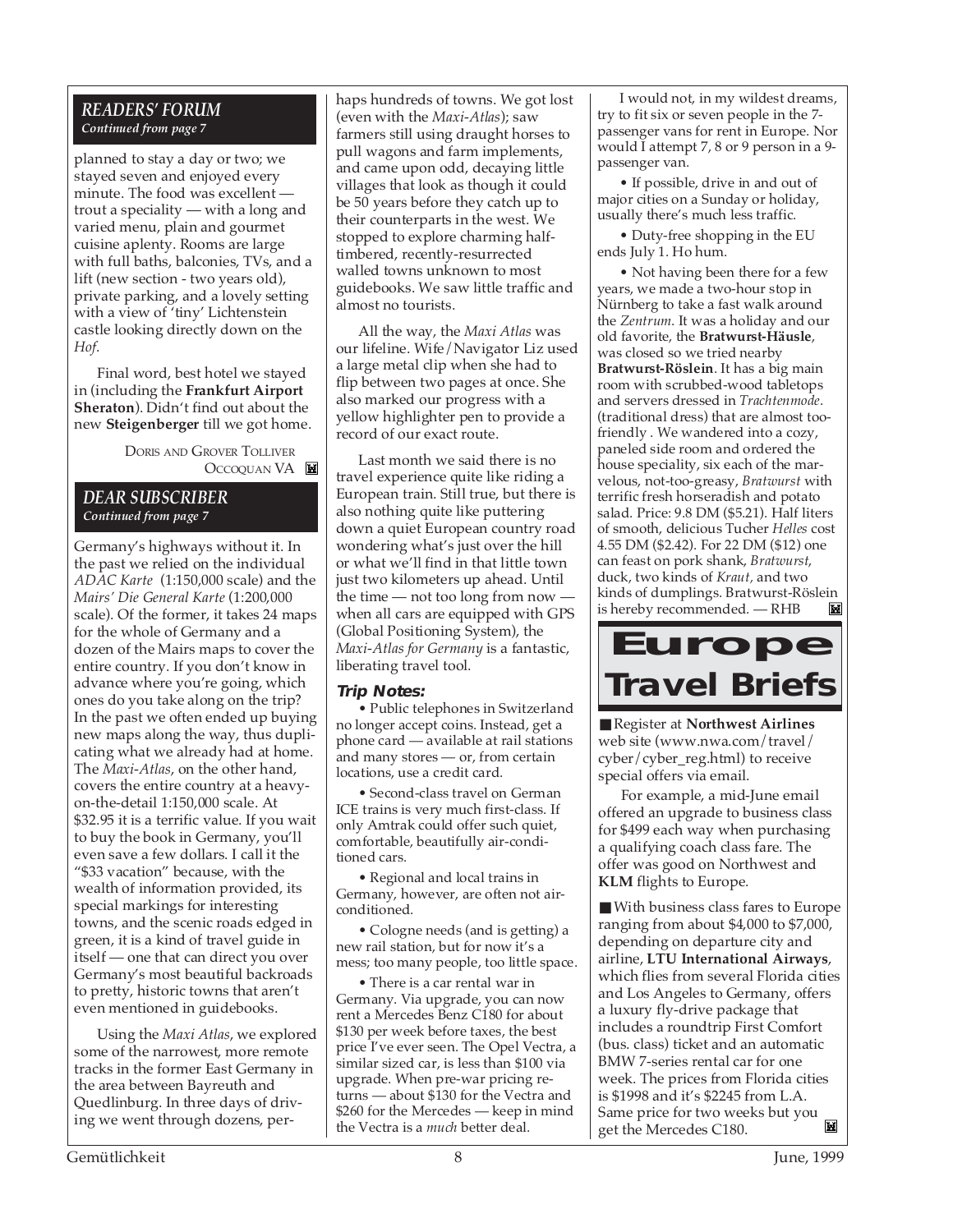## *READERS' FORUM*
*Continued from page 7*

planned to stay a day or two; we stayed seven and enjoyed every minute. The food was excellent — trout a speciality — with a long and varied menu, plain and gourmet cuisine aplenty. Rooms are large with full baths, balconies, TVs, and a lift (new section - two years old), private parking, and a lovely setting with a view of 'tiny' Lichtenstein castle looking directly down on the *Hof*.

Final word, best hotel we stayed in (including the **Frankfurt Airport Sheraton**). Didn't find out about the new **Steigenberger** till we got home.

DORIS AND GROVER TOLLIVER
OCCOQUAN VA

## *DEAR SUBSCRIBER*
*Continued from page 7*

Germany's highways without it. In the past we relied on the individual *ADAC Karte* (1:150,000 scale) and the *Mairs' Die General Karte* (1:200,000 scale). Of the former, it takes 24 maps for the whole of Germany and a dozen of the Mairs maps to cover the entire country. If you don't know in advance where you're going, which ones do you take along on the trip? In the past we often ended up buying new maps along the way, thus duplicating what we already had at home. The *Maxi-Atlas*, on the other hand, covers the entire country at a heavy-on-the-detail 1:150,000 scale. At $32.95 it is a terrific value. If you wait to buy the book in Germany, you'll even save a few dollars. I call it the "$33 vacation" because, with the wealth of information provided, its special markings for interesting towns, and the scenic roads edged in green, it is a kind of travel guide in itself — one that can direct you over Germany's most beautiful backroads to pretty, historic towns that aren't even mentioned in guidebooks.

Using the *Maxi Atlas*, we explored some of the narrowest, more remote tracks in the former East Germany in the area between Bayreuth and Quedlinburg. In three days of driving we went through dozens, perhaps hundreds of towns. We got lost (even with the *Maxi-Atlas*); saw farmers still using draught horses to pull wagons and farm implements, and came upon odd, decaying little villages that look as though it could be 50 years before they catch up to their counterparts in the west. We stopped to explore charming half-timbered, recently-resurrected walled towns unknown to most guidebooks. We saw little traffic and almost no tourists.

All the way, the *Maxi Atlas* was our lifeline. Wife/Navigator Liz used a large metal clip when she had to flip between two pages at once. She also marked our progress with a yellow highlighter pen to provide a record of our exact route.

Last month we said there is no travel experience quite like riding a European train. Still true, but there is also nothing quite like puttering down a quiet European country road wondering what's just over the hill or what we'll find in that little town just two kilometers up ahead. Until the time — not too long from now — when all cars are equipped with GPS (Global Positioning System), the *Maxi-Atlas for Germany* is a fantastic, liberating travel tool.

### Trip Notes:

• Public telephones in Switzerland no longer accept coins. Instead, get a phone card — available at rail stations and many stores — or, from certain locations, use a credit card.

• Second-class travel on German ICE trains is very much first-class. If only Amtrak could offer such quiet, comfortable, beautifully air-conditioned cars.

• Regional and local trains in Germany, however, are often not air-conditioned.

• Cologne needs (and is getting) a new rail station, but for now it's a mess; too many people, too little space.

• There is a car rental war in Germany. Via upgrade, you can now rent a Mercedes Benz C180 for about $130 per week before taxes, the best price I've ever seen. The Opel Vectra, a similar sized car, is less than $100 via upgrade. When pre-war pricing returns — about $130 for the Vectra and $260 for the Mercedes — keep in mind the Vectra is a *much* better deal.

I would not, in my wildest dreams, try to fit six or seven people in the 7-passenger vans for rent in Europe. Nor would I attempt 7, 8 or 9 person in a 9-passenger van.

• If possible, drive in and out of major cities on a Sunday or holiday, usually there's much less traffic.

• Duty-free shopping in the EU ends July 1. Ho hum.

• Not having been there for a few years, we made a two-hour stop in Nürnberg to take a fast walk around the *Zentrum*. It was a holiday and our old favorite, the **Bratwurst-Häusle**, was closed so we tried nearby **Bratwurst-Röslein**. It has a big main room with scrubbed-wood tabletops and servers dressed in *Trachtenmode*. (traditional dress) that are almost too-friendly . We wandered into a cozy, paneled side room and ordered the house speciality, six each of the marvelous, not-too-greasy, *Bratwurst* with terrific fresh horseradish and potato salad. Price: 9.8 DM ($5.21). Half liters of smooth, delicious Tucher *Helles* cost 4.55 DM ($2.42). For 22 DM ($12) one can feast on pork shank, *Bratwurst*, duck, two kinds of *Kraut*, and two kinds of dumplings. Bratwurst-Röslein is hereby recommended. — RHB

# Europe Travel Briefs

■ Register at **Northwest Airlines** web site (www.nwa.com/travel/cyber/cyber_reg.html) to receive special offers via email.

For example, a mid-June email offered an upgrade to business class for $499 each way when purchasing a qualifying coach class fare. The offer was good on Northwest and **KLM** flights to Europe.

■ With business class fares to Europe ranging from about $4,000 to $7,000, depending on departure city and airline, **LTU International Airways**, which flies from several Florida cities and Los Angeles to Germany, offers a luxury fly-drive package that includes a roundtrip First Comfort (bus. class) ticket and an automatic BMW 7-series rental car for one week. The prices from Florida cities is $1998 and it's $2245 from L.A. Same price for two weeks but you get the Mercedes C180.